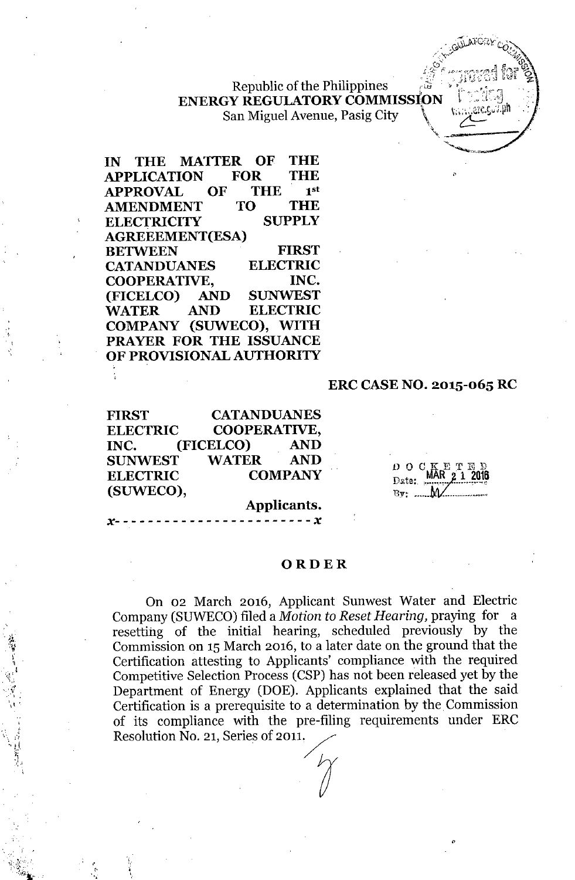Republic of the Philippines
**ENERGY REGULATORY COMMISSION**
San Miguel Avenue, Pasig City

**IN THE MATTER OF THE APPLICATION FOR THE APPROVAL OF THE 1st AMENDMENT TO THE ELECTRICITY SUPPLY AGREEEMENT(ESA) BETWEEN FIRST CATANDUANES ELECTRIC COOPERATIVE, INC. (FICELCO) AND SUNWEST WATER AND ELECTRIC COMPANY (SUWECO), WITH PRAYER FOR THE ISSUANCE OF PROVISIONAL AUTHORITY**

**ERC CASE NO. 2015-065 RC**

**FIRST CATANDUANES ELECTRIC COOPERATIVE, INC. (FICELCO) AND SUNWEST WATER AND ELECTRIC COMPANY (SUWECO),**

**Applicants.**

x- - - - - - - - - - - - - - - - - - - - - - - -x

DOCKETED
Date: MAR 21 2016
By: M

## ORDER

On 02 March 2016, Applicant Sunwest Water and Electric Company (SUWECO) filed a *Motion to Reset Hearing,* praying for a resetting of the initial hearing, scheduled previously by the Commission on 15 March 2016, to a later date on the ground that the Certification attesting to Applicants' compliance with the required Competitive Selection Process (CSP) has not been released yet by the Department of Energy (DOE). Applicants explained that the said Certification is a prerequisite to a determination by the Commission of its compliance with the pre-filing requirements under ERC Resolution No. 21, Series of 2011.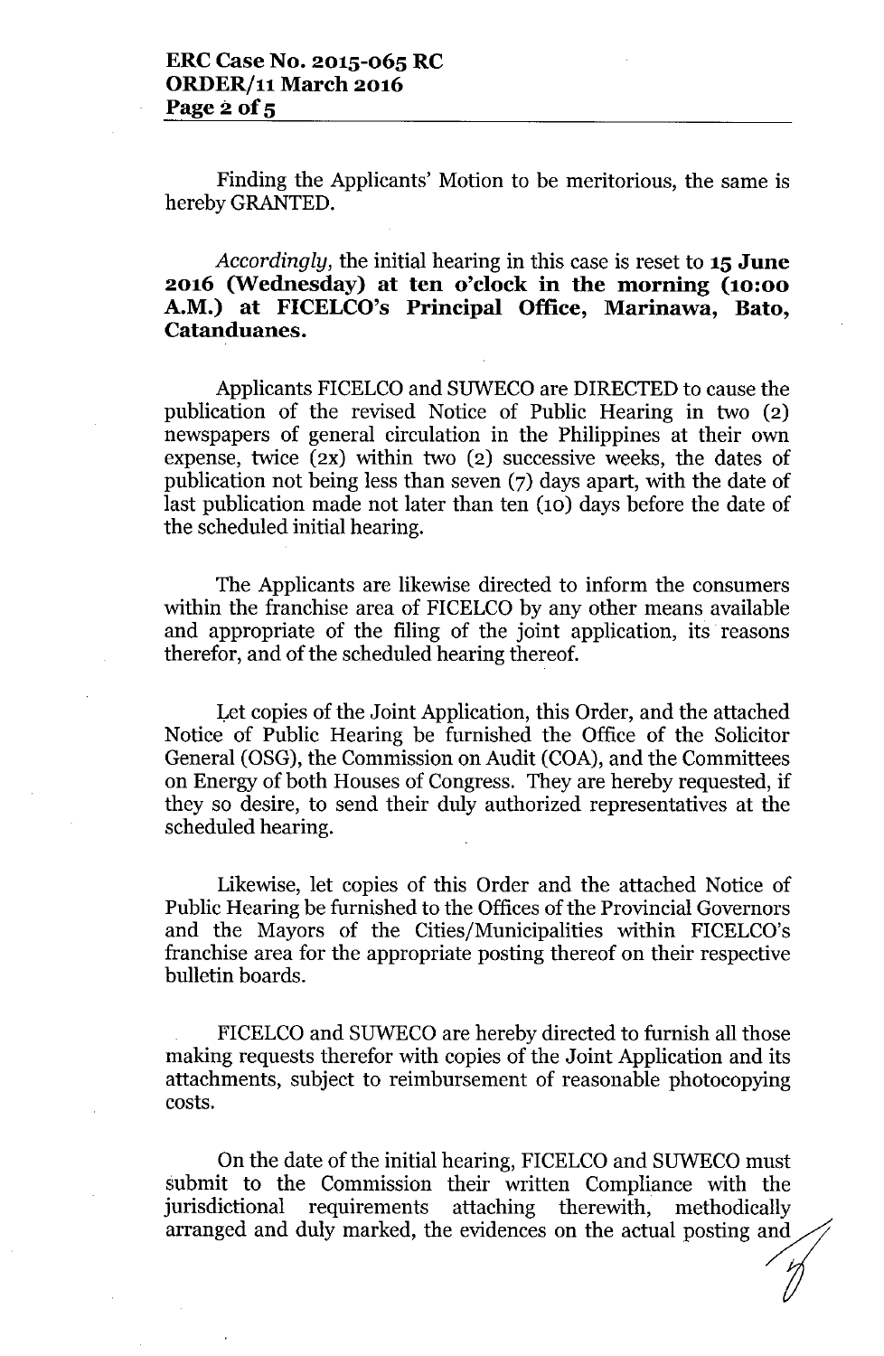Finding the Applicants' Motion to be meritorious, the same is hereby GRANTED.

*Accordingly*, the initial hearing in this case is reset to **15 June 2016 (Wednesday) at ten o'clock in the morning (10:00 A.M.) at FICELCO's Principal Office, Marinawa, Bato, Catanduanes.**

Applicants FICELCO and SUWECO are DIRECTED to cause the publication of the revised Notice of Public Hearing in two (2) newspapers of general circulation in the Philippines at their own expense, twice (2x) within two (2) successive weeks, the dates of publication not being less than seven (7) days apart, with the date of last publication made not later than ten (10) days before the date of the scheduled initial hearing.

The Applicants are likewise directed to inform the consumers within the franchise area of FICELCO by any other means available and appropriate of the filing of the joint application, its reasons therefor, and of the scheduled hearing thereof.

Let copies of the Joint Application, this Order, and the attached Notice of Public Hearing be furnished the Office of the Solicitor General (OSG), the Commission on Audit (COA), and the Committees on Energy of both Houses of Congress. They are hereby requested, if they so desire, to send their duly authorized representatives at the scheduled hearing.

Likewise, let copies of this Order and the attached Notice of Public Hearing be furnished to the Offices of the Provincial Governors and the Mayors of the Cities/Municipalities within FICELCO's franchise area for the appropriate posting thereof on their respective bulletin boards.

FICELCO and SUWECO are hereby directed to furnish all those making requests therefor with copies of the Joint Application and its attachments, subject to reimbursement of reasonable photocopying costs.

On the date of the initial hearing, FICELCO and SUWECO must submit to the Commission their written Compliance with the jurisdictional requirements attaching therewith, methodically arranged and duly marked, the evidences on the actual posting and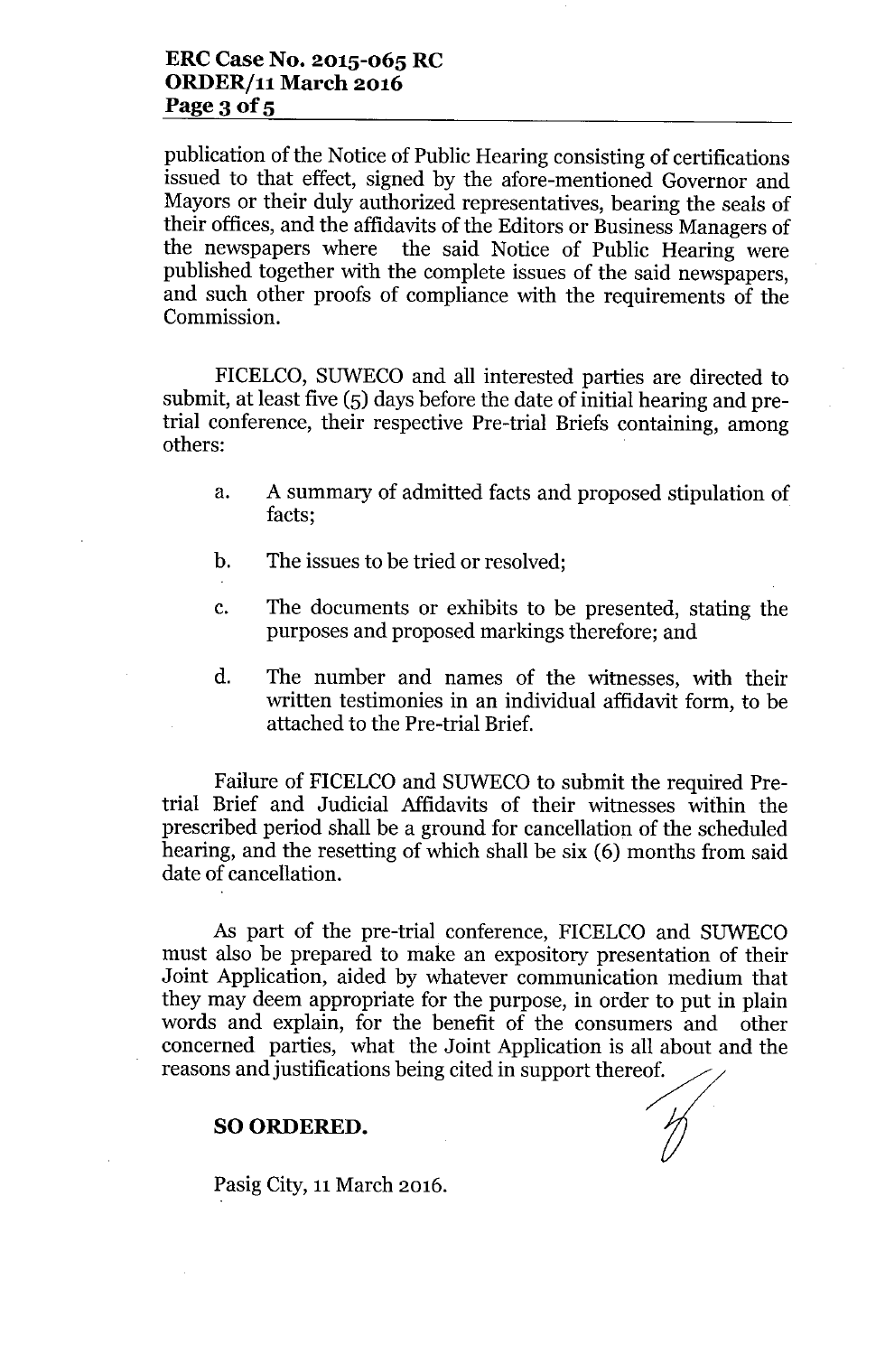publication of the Notice of Public Hearing consisting of certifications issued to that effect, signed by the afore-mentioned Governor and Mayors or their duly authorized representatives, bearing the seals of their offices, and the affidavits of the Editors or Business Managers of the newspapers where the said Notice of Public Hearing were published together with the complete issues of the said newspapers, and such other proofs of compliance with the requirements of the Commission.

FICELCO, SUWECO and all interested parties are directed to submit, at least five (5) days before the date of initial hearing and pre-trial conference, their respective Pre-trial Briefs containing, among others:

a. A summary of admitted facts and proposed stipulation of facts;

b. The issues to be tried or resolved;

c. The documents or exhibits to be presented, stating the purposes and proposed markings therefore; and

d. The number and names of the witnesses, with their written testimonies in an individual affidavit form, to be attached to the Pre-trial Brief.

Failure of FICELCO and SUWECO to submit the required Pre-trial Brief and Judicial Affidavits of their witnesses within the prescribed period shall be a ground for cancellation of the scheduled hearing, and the resetting of which shall be six (6) months from said date of cancellation.

As part of the pre-trial conference, FICELCO and SUWECO must also be prepared to make an expository presentation of their Joint Application, aided by whatever communication medium that they may deem appropriate for the purpose, in order to put in plain words and explain, for the benefit of the consumers and other concerned parties, what the Joint Application is all about and the reasons and justifications being cited in support thereof.

**SO ORDERED.**

Pasig City, 11 March 2016.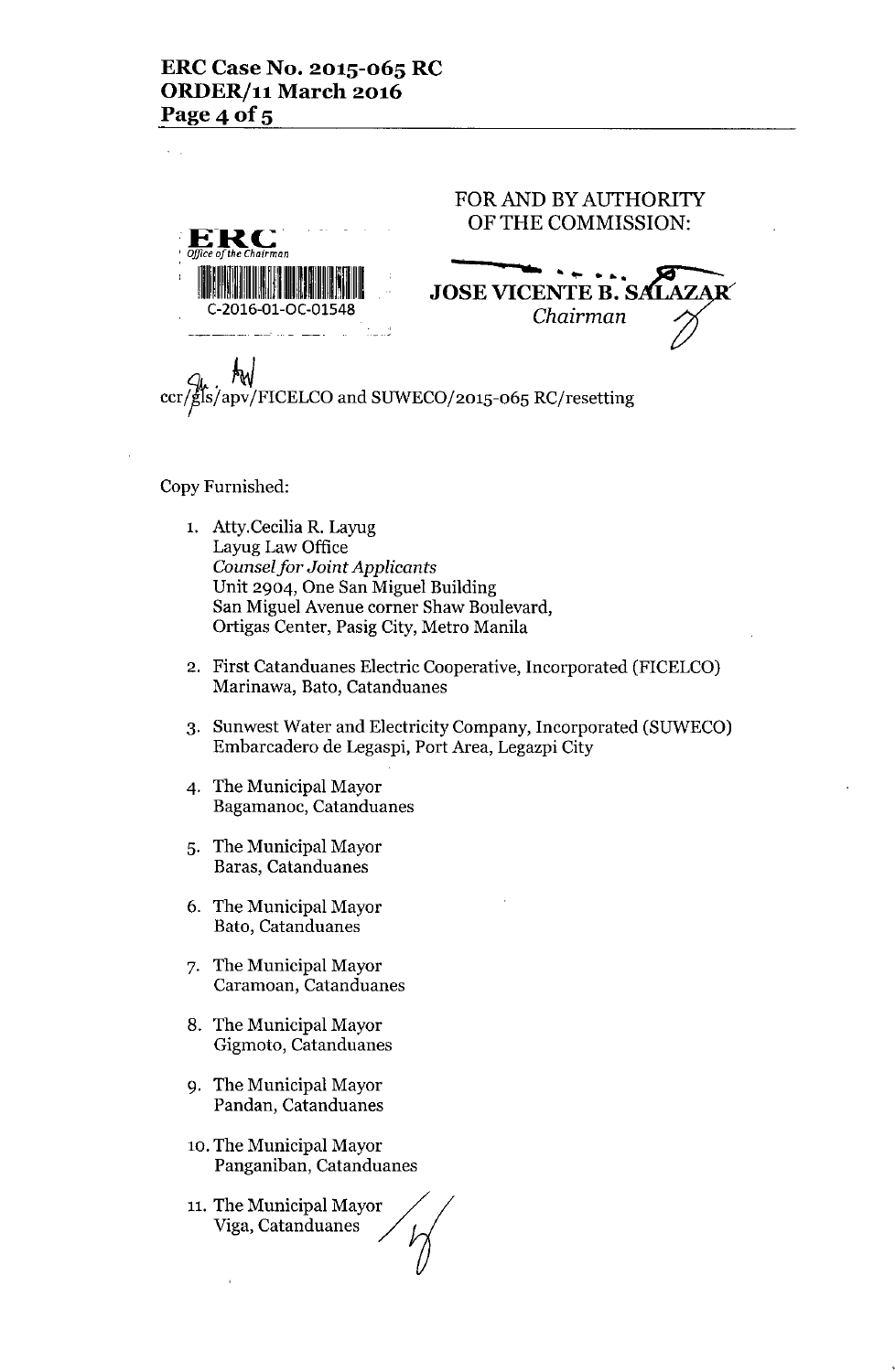FOR AND BY AUTHORITY OF THE COMMISSION:

**JOSE VICENTE B. SALAZAR**
*Chairman*

ERC
Office of the Chairman
C-2016-01-OC-01548

ccr/gls/apv/FICELCO and SUWECO/2015-065 RC/resetting

Copy Furnished:

1. Atty.Cecilia R. Layug
   Layug Law Office
   *Counsel for Joint Applicants*
   Unit 2904, One San Miguel Building
   San Miguel Avenue corner Shaw Boulevard,
   Ortigas Center, Pasig City, Metro Manila

2. First Catanduanes Electric Cooperative, Incorporated (FICELCO)
   Marinawa, Bato, Catanduanes

3. Sunwest Water and Electricity Company, Incorporated (SUWECO)
   Embarcadero de Legaspi, Port Area, Legazpi City

4. The Municipal Mayor
   Bagamanoc, Catanduanes

5. The Municipal Mayor
   Baras, Catanduanes

6. The Municipal Mayor
   Bato, Catanduanes

7. The Municipal Mayor
   Caramoan, Catanduanes

8. The Municipal Mayor
   Gigmoto, Catanduanes

9. The Municipal Mayor
   Pandan, Catanduanes

10. The Municipal Mayor
    Panganiban, Catanduanes

11. The Municipal Mayor
    Viga, Catanduanes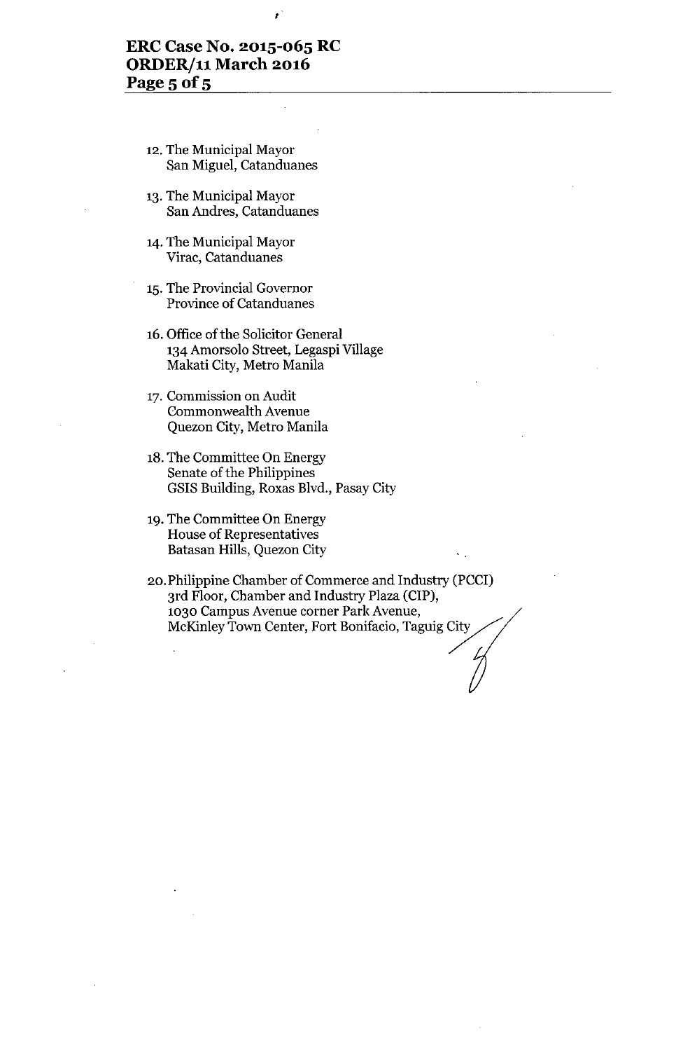12. The Municipal Mayor
    San Miguel, Catanduanes

13. The Municipal Mayor
    San Andres, Catanduanes

14. The Municipal Mayor
    Virac, Catanduanes

15. The Provincial Governor
    Province of Catanduanes

16. Office of the Solicitor General
    134 Amorsolo Street, Legaspi Village
    Makati City, Metro Manila

17. Commission on Audit
    Commonwealth Avenue
    Quezon City, Metro Manila

18. The Committee On Energy
    Senate of the Philippines
    GSIS Building, Roxas Blvd., Pasay City

19. The Committee On Energy
    House of Representatives
    Batasan Hills, Quezon City

20. Philippine Chamber of Commerce and Industry (PCCI)
    3rd Floor, Chamber and Industry Plaza (CIP),
    1030 Campus Avenue corner Park Avenue,
    McKinley Town Center, Fort Bonifacio, Taguig City